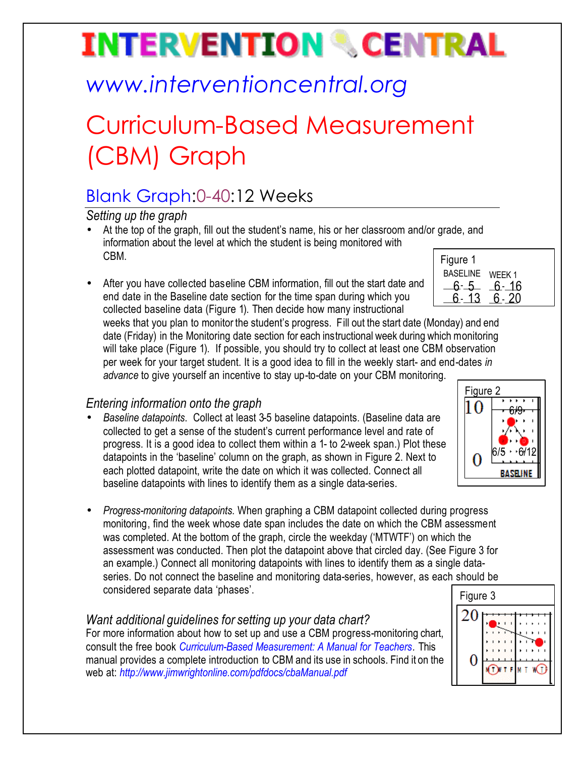# INTERVENTION CENTRAL

www.interventioncentral.org

# Curriculum-Based Measurement (CBM) Graph

## Blank Graph:0-40:12 Weeks

### *Setting up the graph*

- At the top of the graph, fill out the student's name, his or her classroom and/or grade, and information about the level at which the student is being monitored with CBM.

- After you have collected baseline CBM information, fill out the start date and end date in the Baseline date section for the time span during which you collected baseline data (Figure 1). Then decide how many instructional weeks that you plan to monitor the student's progress. Fill out the start date (Monday) and end date (Friday) in the Monitoring date section for each instructional week during which monitoring will take place (Figure 1). If possible, you should try to collect at least one CBM observation per week for your target student. It is a good idea to fill in the weekly start- and end-dates *in advance* to give yourself an incentive to stay up-to-date on your CBM monitoring.

Figure 1

| BASELINE | WEEK 1 |
|---|---|
| 6-5 | 6-16 |
| 6-13 | 6-20 |

### *Entering information onto the graph*

- *Baseline datapoints.* Collect at least 3-5 baseline datapoints. (Baseline data are collected to get a sense of the student's current performance level and rate of progress. It is a good idea to collect them within a 1- to 2-week span.) Plot these datapoints in the 'baseline' column on the graph, as shown in Figure 2. Next to each plotted datapoint, write the date on which it was collected. Connect all baseline datapoints with lines to identify them as a single data-series.

Figure 2

- *Progress-monitoring datapoints.* When graphing a CBM datapoint collected during progress monitoring, find the week whose date span includes the date on which the CBM assessment was completed. At the bottom of the graph, circle the weekday ('MTWTF') on which the assessment was conducted. Then plot the datapoint above that circled day. (See Figure 3 for an example.) Connect all monitoring datapoints with lines to identify them as a single data-series. Do not connect the baseline and monitoring data-series, however, as each should be considered separate data 'phases'.

Figure 3

### *Want additional guidelines for setting up your data chart?*

For more information about how to set up and use a CBM progress-monitoring chart, consult the free book *Curriculum-Based Measurement: A Manual for Teachers*. This manual provides a complete introduction to CBM and its use in schools. Find it on the web at: *http://www.jimwrightonline.com/pdfdocs/cbaManual.pdf*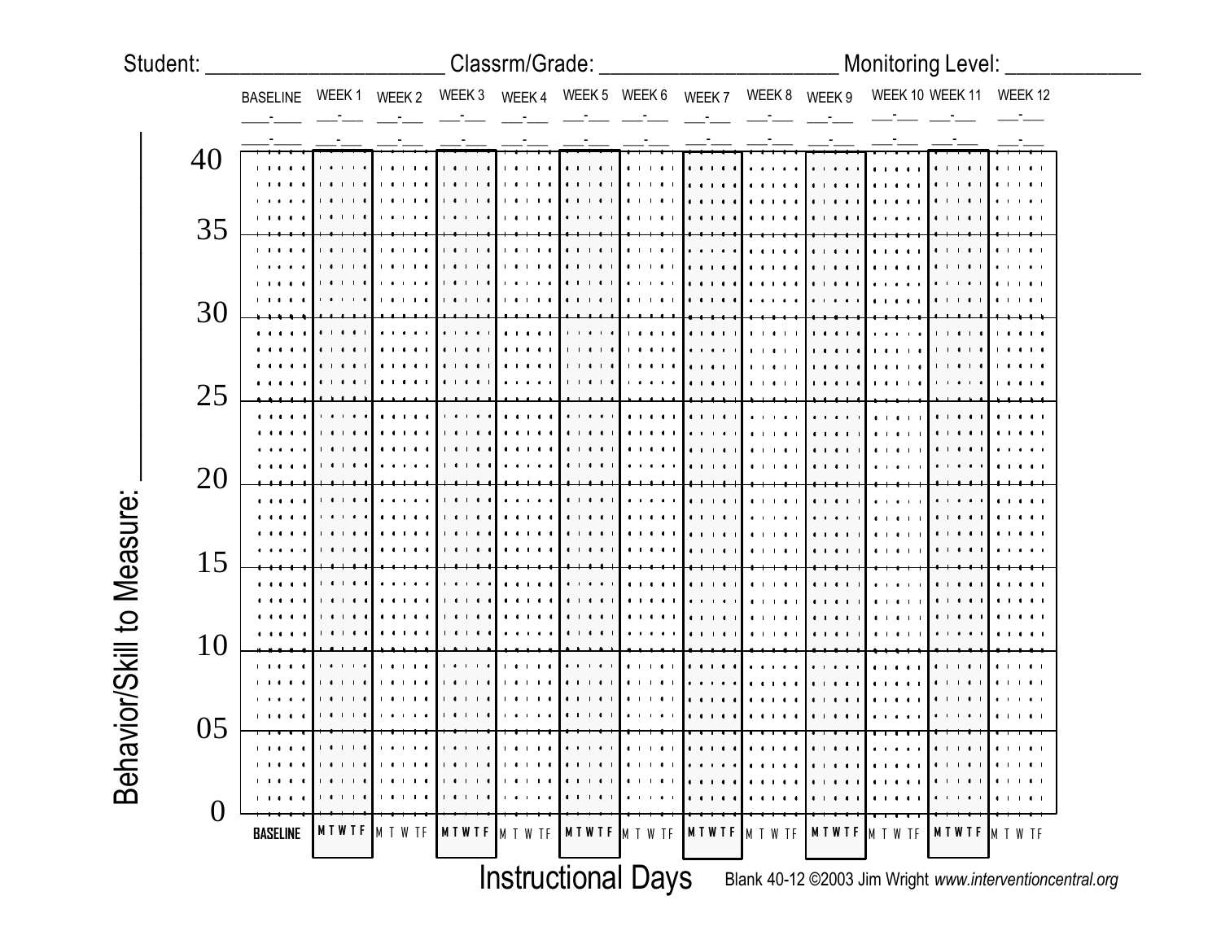Student: ______________________ Classrm/Grade: ______________________ Monitoring Level: ____________

BASELINE ___-___ ___-___

WEEK 1 ___-___ ___-___

WEEK 2 ___-___ ___-___

WEEK 3 ___-___ ___-___

WEEK 4 ___-___ ___-___

WEEK 5 ___-___ ___-___

WEEK 6 ___-___ ___-___

WEEK 7 ___-___ ___-___

WEEK 8 ___-___ ___-___

WEEK 9 ___-___ ___-___

WEEK 10 ___-___ ___-___

WEEK 11 ___-___ ___-___

WEEK 12 ___-___ ___-___

40

35

30

25

20

15

10

05

0

Behavior/Skill to Measure: ____________

BASELINE M T W T F M T W T F M T W T F M T W T F M T W T F M T W T F M T W T F M T W T F M T W T F M T W T F M T W T F M T W T F

Instructional Days

Blank 40-12 ©2003 Jim Wright *www.interventioncentral.org*